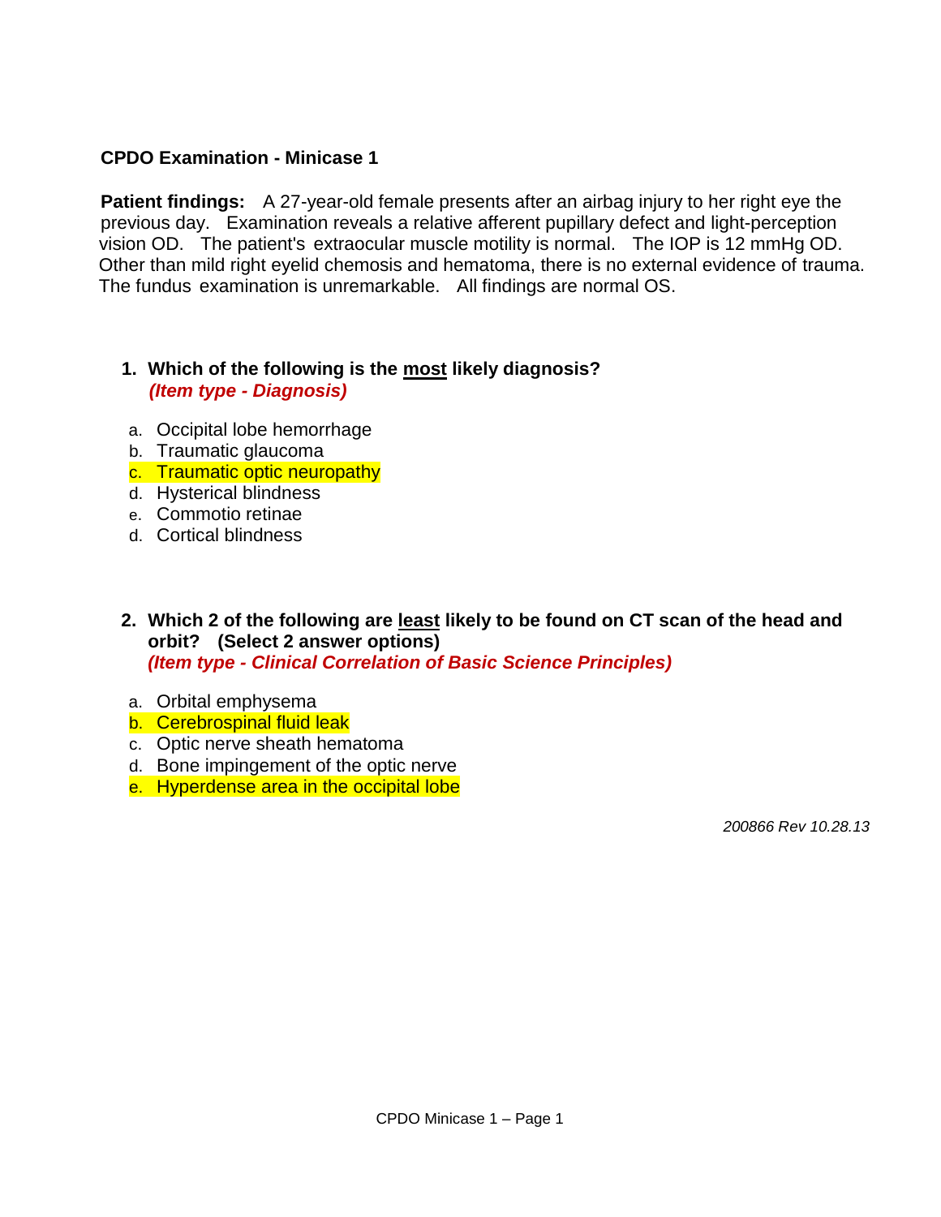**CPDO Examination - Minicase 1**

**Patient findings:** A 27-year-old female presents after an airbag injury to her right eye the previous day. Examination reveals a relative afferent pupillary defect and light-perception vision OD. The patient's extraocular muscle motility is normal. The IOP is 12 mmHg OD. Other than mild right eyelid chemosis and hematoma, there is no external evidence of trauma. The fundus examination is unremarkable. All findings are normal OS.

1. **Which of the following is the most likely diagnosis?**
   ***(Item type - Diagnosis)***

   a. Occipital lobe hemorrhage
   b. Traumatic glaucoma
   c. Traumatic optic neuropathy
   d. Hysterical blindness
   e. Commotio retinae
   d. Cortical blindness

2. **Which 2 of the following are least likely to be found on CT scan of the head and orbit? (Select 2 answer options)**
   ***(Item type - Clinical Correlation of Basic Science Principles)***

   a. Orbital emphysema
   b. Cerebrospinal fluid leak
   c. Optic nerve sheath hematoma
   d. Bone impingement of the optic nerve
   e. Hyperdense area in the occipital lobe

*200866 Rev 10.28.13*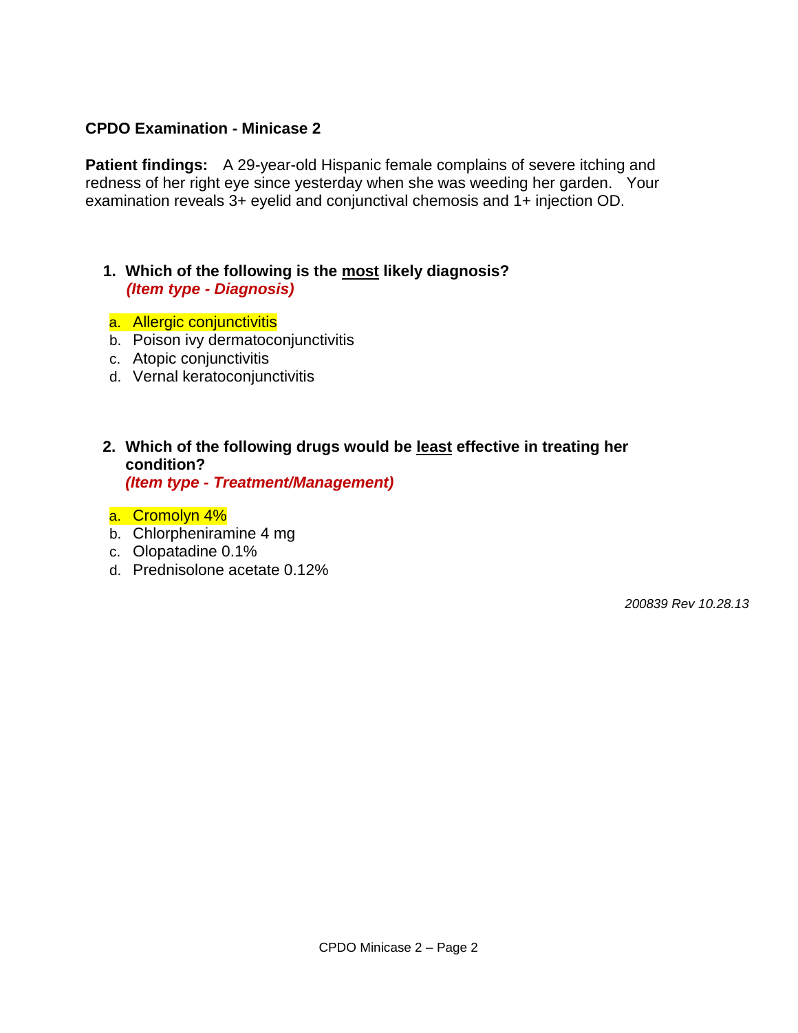**CPDO Examination - Minicase 2**

**Patient findings:** A 29-year-old Hispanic female complains of severe itching and redness of her right eye since yesterday when she was weeding her garden. Your examination reveals 3+ eyelid and conjunctival chemosis and 1+ injection OD.

1. **Which of the following is the most likely diagnosis?**
   ***(Item type - Diagnosis)***

   a. Allergic conjunctivitis
   b. Poison ivy dermatoconjunctivitis
   c. Atopic conjunctivitis
   d. Vernal keratoconjunctivitis

2. **Which of the following drugs would be least effective in treating her condition?**
   ***(Item type - Treatment/Management)***

   a. Cromolyn 4%
   b. Chlorpheniramine 4 mg
   c. Olopatadine 0.1%
   d. Prednisolone acetate 0.12%

*200839 Rev 10.28.13*